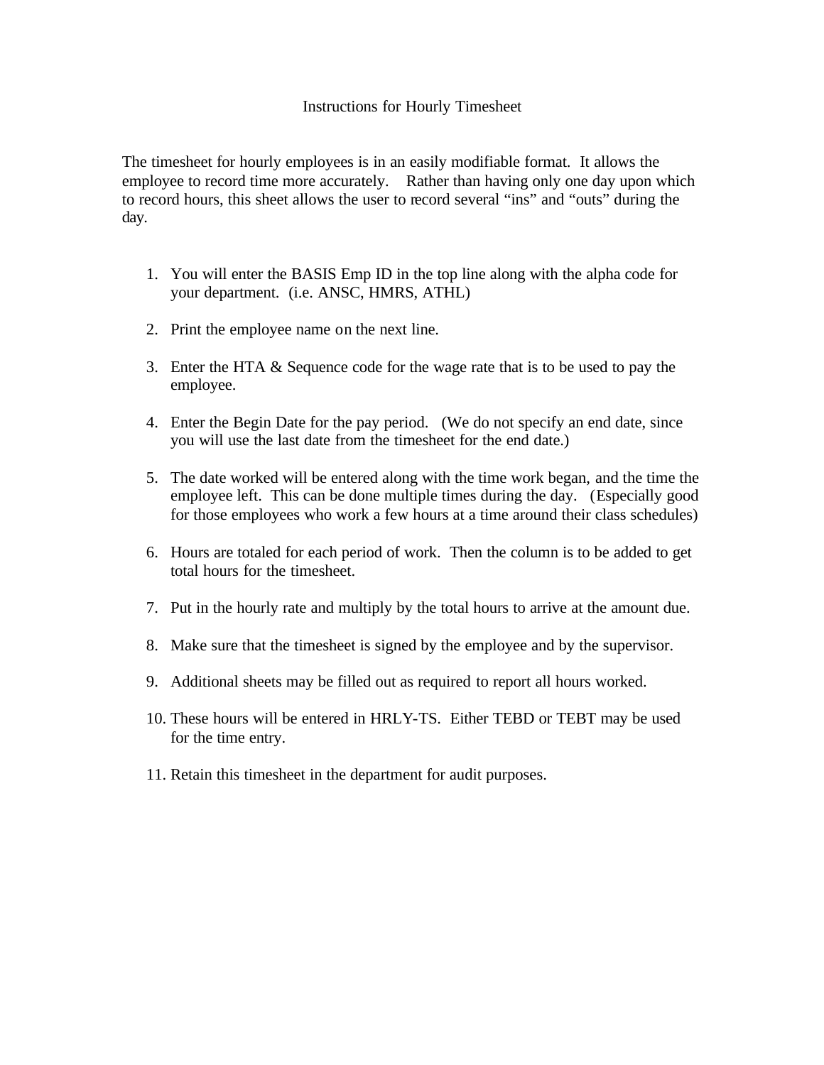# Instructions for Hourly Timesheet

The timesheet for hourly employees is in an easily modifiable format. It allows the employee to record time more accurately. Rather than having only one day upon which to record hours, this sheet allows the user to record several "ins" and "outs" during the day.

1. You will enter the BASIS Emp ID in the top line along with the alpha code for your department. (i.e. ANSC, HMRS, ATHL)
2. Print the employee name on the next line.
3. Enter the HTA & Sequence code for the wage rate that is to be used to pay the employee.
4. Enter the Begin Date for the pay period. (We do not specify an end date, since you will use the last date from the timesheet for the end date.)
5. The date worked will be entered along with the time work began, and the time the employee left. This can be done multiple times during the day. (Especially good for those employees who work a few hours at a time around their class schedules)
6. Hours are totaled for each period of work. Then the column is to be added to get total hours for the timesheet.
7. Put in the hourly rate and multiply by the total hours to arrive at the amount due.
8. Make sure that the timesheet is signed by the employee and by the supervisor.
9. Additional sheets may be filled out as required to report all hours worked.
10. These hours will be entered in HRLY-TS. Either TEBD or TEBT may be used for the time entry.
11. Retain this timesheet in the department for audit purposes.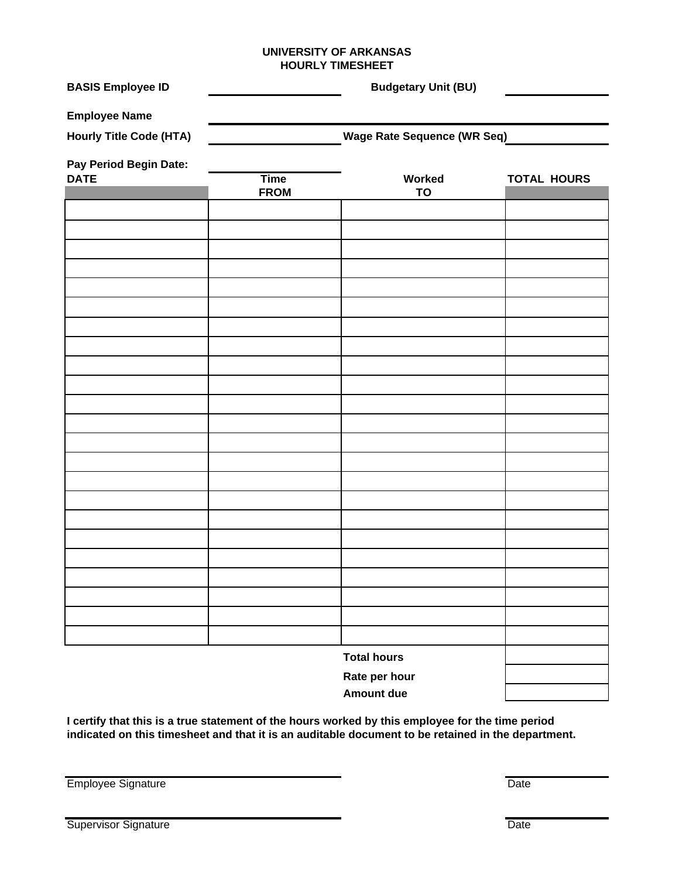**UNIVERSITY OF ARKANSAS**
**HOURLY TIMESHEET**

**BASIS Employee ID** ____________________ **Budgetary Unit (BU)** ____________________

**Employee Name** ________________________________________

**Hourly Title Code (HTA)** ____________________ **Wage Rate Sequence (WR Seq)** ____________________

**Pay Period Begin Date:** ____________________

| DATE | Time Worked FROM | TO | TOTAL HOURS |
|---|---|---|---|
| | | | |
| | | | |
| | | | |
| | | | |
| | | | |
| | | | |
| | | | |
| | | | |
| | | | |
| | | | |
| | | | |
| | | | |
| | | | |
| | | | |
| | | | |
| | | | |
| | | | |
| | | | |
| | | | |
| | | | |
| | | | |
| | | | |
| | | | |
| | | **Total hours** | |
| | | **Rate per hour** | |
| | | **Amount due** | |

**I certify that this is a true statement of the hours worked by this employee for the time period indicated on this timesheet and that it is an auditable document to be retained in the department.**

________________________________________ ____________________
Employee Signature Date

________________________________________ ____________________
Supervisor Signature Date